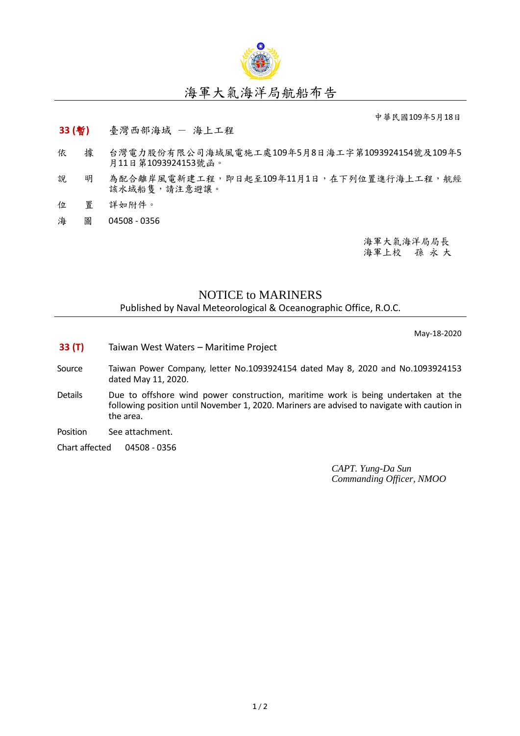# 海軍大氣海洋局航船布告

中華民國109年5月18日

**33 (暫)** 臺灣西部海域 － 海上工程

依　　據　台灣電力股份有限公司海域風電施工處109年5月8日海工字第1093924154號及109年5月11日第1093924153號函。

說　　明　為配合離岸風電新建工程，即日起至109年11月1日，在下列位置進行海上工程，航經該水域船隻，請注意避讓。

位　　置　詳如附件。

海　　圖　04508 - 0356

海軍大氣海洋局局長
海軍上校　孫 永 大

## NOTICE to MARINERS

Published by Naval Meteorological & Oceanographic Office, R.O.C.

May-18-2020

**33 (T)** Taiwan West Waters – Maritime Project

Source　Taiwan Power Company, letter No.1093924154 dated May 8, 2020 and No.1093924153 dated May 11, 2020.

Details　Due to offshore wind power construction, maritime work is being undertaken at the following position until November 1, 2020. Mariners are advised to navigate with caution in the area.

Position　See attachment.

Chart affected　04508 - 0356

*CAPT. Yung-Da Sun*
*Commanding Officer, NMOO*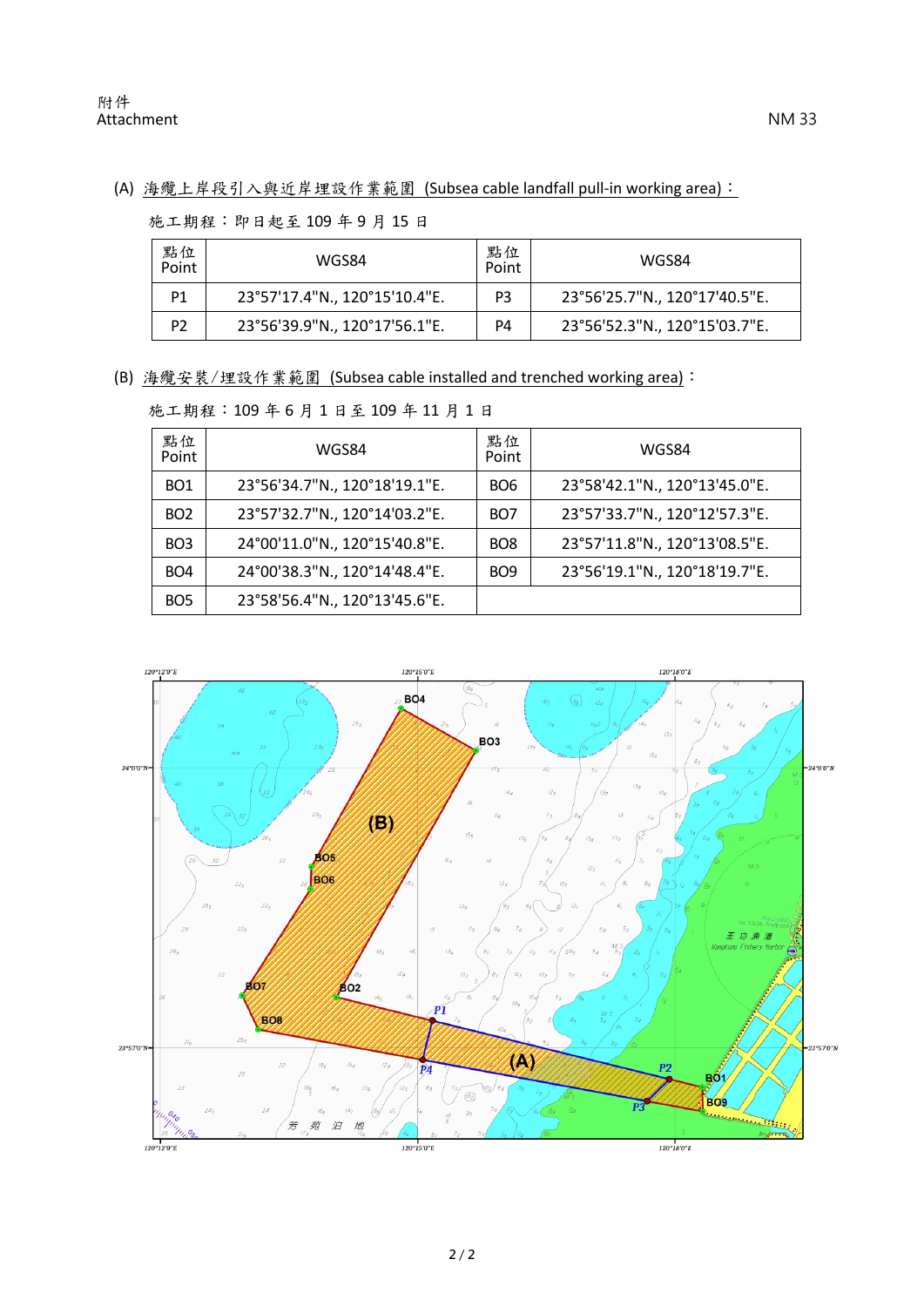附件
Attachment

NM 33

(A) 海纜上岸段引入與近岸埋設作業範圍 (Subsea cable landfall pull-in working area)：

施工期程：即日起至 109 年 9 月 15 日

| 點位 Point | WGS84 | 點位 Point | WGS84 |
|---|---|---|---|
| P1 | 23°57'17.4"N., 120°15'10.4"E. | P3 | 23°56'25.7"N., 120°17'40.5"E. |
| P2 | 23°56'39.9"N., 120°17'56.1"E. | P4 | 23°56'52.3"N., 120°15'03.7"E. |

(B) 海纜安裝/埋設作業範圍 (Subsea cable installed and trenched working area)：

施工期程：109 年 6 月 1 日至 109 年 11 月 1 日

| 點位 Point | WGS84 | 點位 Point | WGS84 |
|---|---|---|---|
| BO1 | 23°56'34.7"N., 120°18'19.1"E. | BO6 | 23°58'42.1"N., 120°13'45.0"E. |
| BO2 | 23°57'32.7"N., 120°14'03.2"E. | BO7 | 23°57'33.7"N., 120°12'57.3"E. |
| BO3 | 24°00'11.0"N., 120°15'40.8"E. | BO8 | 23°57'11.8"N., 120°13'08.5"E. |
| BO4 | 24°00'38.3"N., 120°14'48.4"E. | BO9 | 23°56'19.1"N., 120°18'19.7"E. |
| BO5 | 23°58'56.4"N., 120°13'45.6"E. | | |

120°12'0"E
120°15'0"E
120°18'0"E
24°0'0"N
23°57'0"N
BO4
BO3
(B)
BO5
BO6
BO7
BO2
BO8
P1
(A)
P4
P2
P3
BO1
BO9
王功漁港
Wangkung Fishery Harbor
芳苑泊地